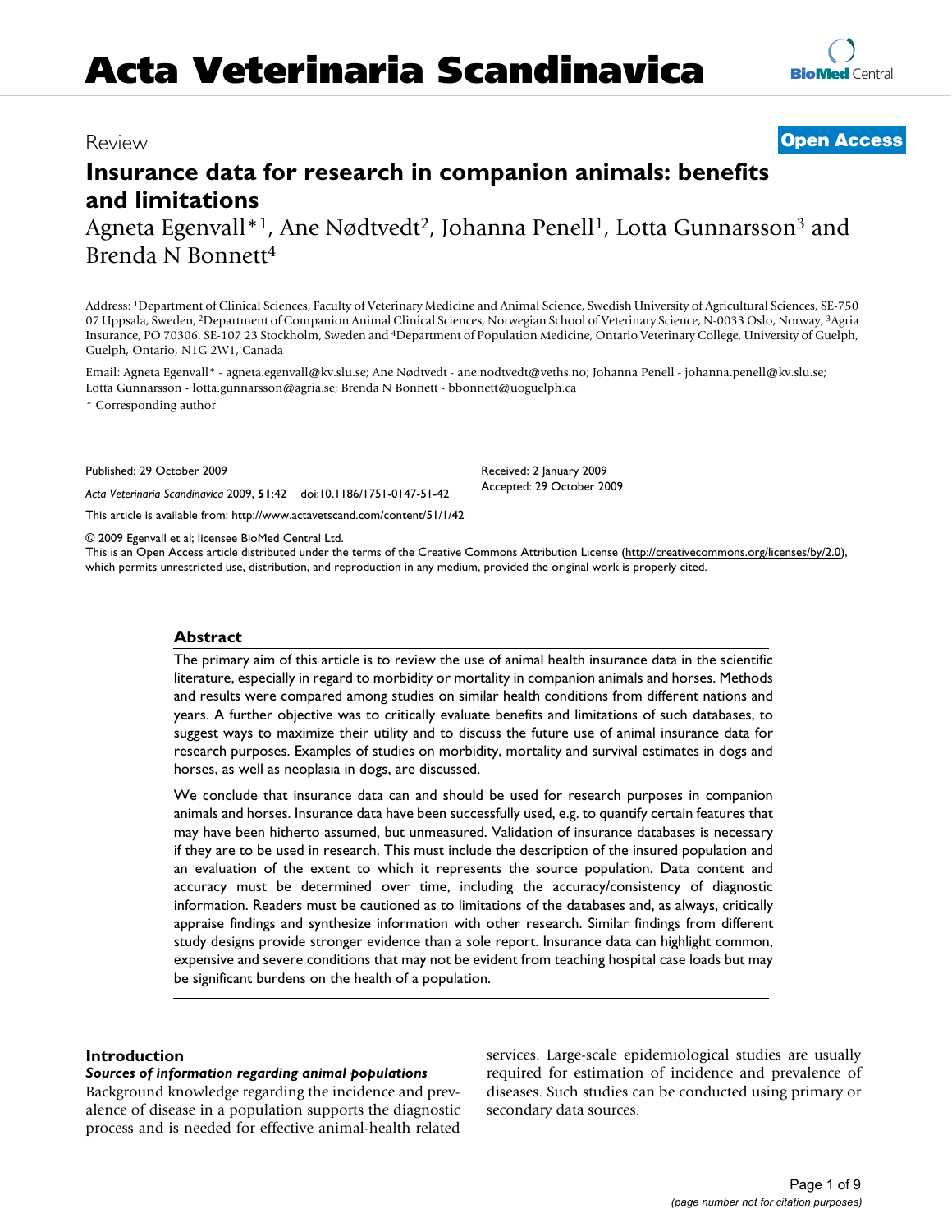Review

**Open Access**

# Insurance data for research in companion animals: benefits and limitations

Agneta Egenvall*[1], Ane Nødtvedt[2], Johanna Penell[1], Lotta Gunnarsson[3] and Brenda N Bonnett[4]

Address: [1]Department of Clinical Sciences, Faculty of Veterinary Medicine and Animal Science, Swedish University of Agricultural Sciences, SE-750 07 Uppsala, Sweden, [2]Department of Companion Animal Clinical Sciences, Norwegian School of Veterinary Science, N-0033 Oslo, Norway, [3]Agria Insurance, PO 70306, SE-107 23 Stockholm, Sweden and [4]Department of Population Medicine, Ontario Veterinary College, University of Guelph, Guelph, Ontario, N1G 2W1, Canada

Email: Agneta Egenvall* - agneta.egenvall@kv.slu.se; Ane Nødtvedt - ane.nodtvedt@veths.no; Johanna Penell - johanna.penell@kv.slu.se; Lotta Gunnarsson - lotta.gunnarsson@agria.se; Brenda N Bonnett - bbonnett@uoguelph.ca

\* Corresponding author

Published: 29 October 2009

*Acta Veterinaria Scandinavica* 2009, **51**:42 doi:10.1186/1751-0147-51-42

Received: 2 January 2009
Accepted: 29 October 2009

This article is available from: http://www.actavetscand.com/content/51/1/42

© 2009 Egenvall et al; licensee BioMed Central Ltd.
This is an Open Access article distributed under the terms of the Creative Commons Attribution License (http://creativecommons.org/licenses/by/2.0), which permits unrestricted use, distribution, and reproduction in any medium, provided the original work is properly cited.

## Abstract

The primary aim of this article is to review the use of animal health insurance data in the scientific literature, especially in regard to morbidity or mortality in companion animals and horses. Methods and results were compared among studies on similar health conditions from different nations and years. A further objective was to critically evaluate benefits and limitations of such databases, to suggest ways to maximize their utility and to discuss the future use of animal insurance data for research purposes. Examples of studies on morbidity, mortality and survival estimates in dogs and horses, as well as neoplasia in dogs, are discussed.

We conclude that insurance data can and should be used for research purposes in companion animals and horses. Insurance data have been successfully used, e.g. to quantify certain features that may have been hitherto assumed, but unmeasured. Validation of insurance databases is necessary if they are to be used in research. This must include the description of the insured population and an evaluation of the extent to which it represents the source population. Data content and accuracy must be determined over time, including the accuracy/consistency of diagnostic information. Readers must be cautioned as to limitations of the databases and, as always, critically appraise findings and synthesize information with other research. Similar findings from different study designs provide stronger evidence than a sole report. Insurance data can highlight common, expensive and severe conditions that may not be evident from teaching hospital case loads but may be significant burdens on the health of a population.

## Introduction

### *Sources of information regarding animal populations*

Background knowledge regarding the incidence and prevalence of disease in a population supports the diagnostic process and is needed for effective animal-health related services. Large-scale epidemiological studies are usually required for estimation of incidence and prevalence of diseases. Such studies can be conducted using primary or secondary data sources.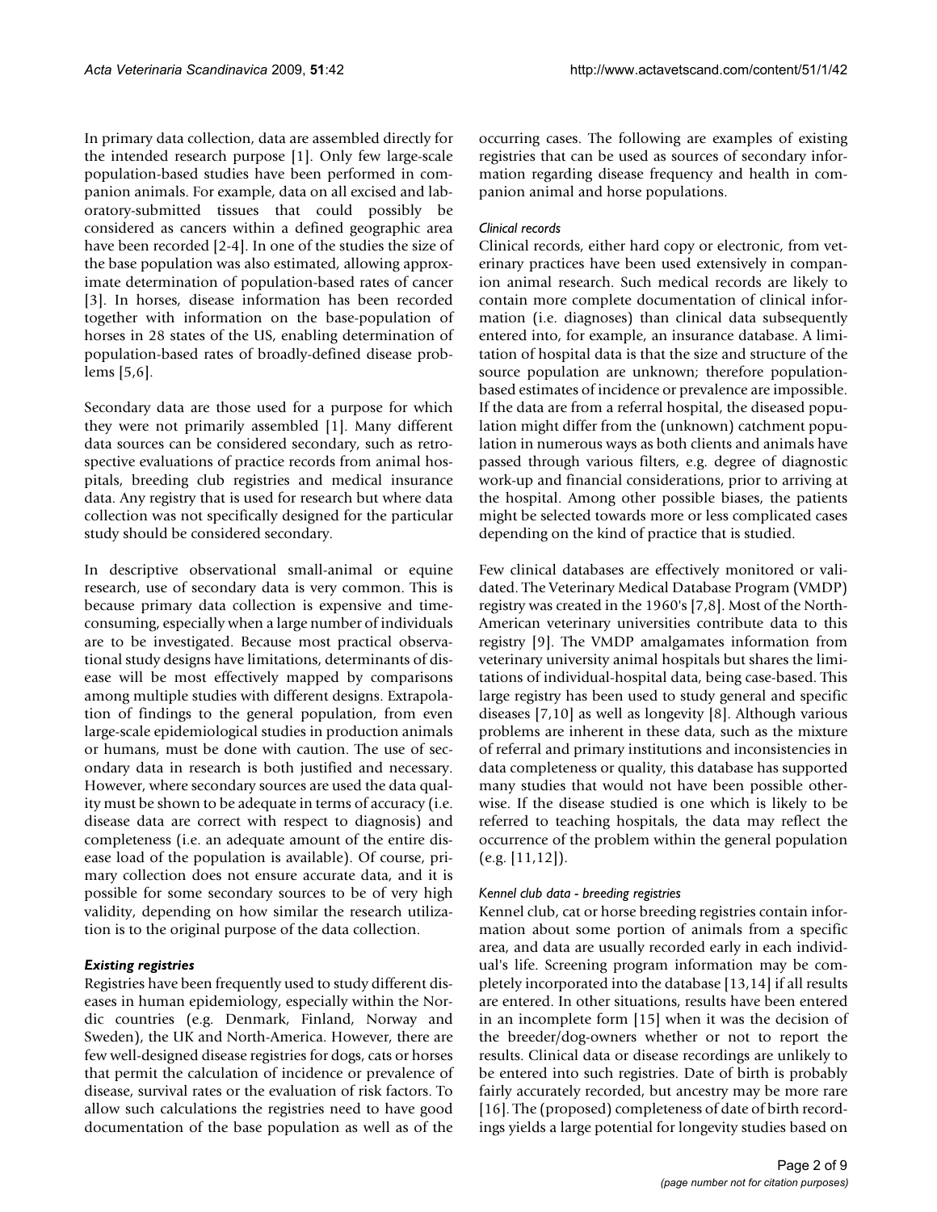In primary data collection, data are assembled directly for the intended research purpose [1]. Only few large-scale population-based studies have been performed in companion animals. For example, data on all excised and laboratory-submitted tissues that could possibly be considered as cancers within a defined geographic area have been recorded [2-4]. In one of the studies the size of the base population was also estimated, allowing approximate determination of population-based rates of cancer [3]. In horses, disease information has been recorded together with information on the base-population of horses in 28 states of the US, enabling determination of population-based rates of broadly-defined disease problems [5,6].

Secondary data are those used for a purpose for which they were not primarily assembled [1]. Many different data sources can be considered secondary, such as retrospective evaluations of practice records from animal hospitals, breeding club registries and medical insurance data. Any registry that is used for research but where data collection was not specifically designed for the particular study should be considered secondary.

In descriptive observational small-animal or equine research, use of secondary data is very common. This is because primary data collection is expensive and time-consuming, especially when a large number of individuals are to be investigated. Because most practical observational study designs have limitations, determinants of disease will be most effectively mapped by comparisons among multiple studies with different designs. Extrapolation of findings to the general population, from even large-scale epidemiological studies in production animals or humans, must be done with caution. The use of secondary data in research is both justified and necessary. However, where secondary sources are used the data quality must be shown to be adequate in terms of accuracy (i.e. disease data are correct with respect to diagnosis) and completeness (i.e. an adequate amount of the entire disease load of the population is available). Of course, primary collection does not ensure accurate data, and it is possible for some secondary sources to be of very high validity, depending on how similar the research utilization is to the original purpose of the data collection.

### *Existing registries*

Registries have been frequently used to study different diseases in human epidemiology, especially within the Nordic countries (e.g. Denmark, Finland, Norway and Sweden), the UK and North-America. However, there are few well-designed disease registries for dogs, cats or horses that permit the calculation of incidence or prevalence of disease, survival rates or the evaluation of risk factors. To allow such calculations the registries need to have good documentation of the base population as well as of the occurring cases. The following are examples of existing registries that can be used as sources of secondary information regarding disease frequency and health in companion animal and horse populations.

#### *Clinical records*

Clinical records, either hard copy or electronic, from veterinary practices have been used extensively in companion animal research. Such medical records are likely to contain more complete documentation of clinical information (i.e. diagnoses) than clinical data subsequently entered into, for example, an insurance database. A limitation of hospital data is that the size and structure of the source population are unknown; therefore population-based estimates of incidence or prevalence are impossible. If the data are from a referral hospital, the diseased population might differ from the (unknown) catchment population in numerous ways as both clients and animals have passed through various filters, e.g. degree of diagnostic work-up and financial considerations, prior to arriving at the hospital. Among other possible biases, the patients might be selected towards more or less complicated cases depending on the kind of practice that is studied.

Few clinical databases are effectively monitored or validated. The Veterinary Medical Database Program (VMDP) registry was created in the 1960's [7,8]. Most of the North-American veterinary universities contribute data to this registry [9]. The VMDP amalgamates information from veterinary university animal hospitals but shares the limitations of individual-hospital data, being case-based. This large registry has been used to study general and specific diseases [7,10] as well as longevity [8]. Although various problems are inherent in these data, such as the mixture of referral and primary institutions and inconsistencies in data completeness or quality, this database has supported many studies that would not have been possible otherwise. If the disease studied is one which is likely to be referred to teaching hospitals, the data may reflect the occurrence of the problem within the general population (e.g. [11,12]).

#### *Kennel club data - breeding registries*

Kennel club, cat or horse breeding registries contain information about some portion of animals from a specific area, and data are usually recorded early in each individual's life. Screening program information may be completely incorporated into the database [13,14] if all results are entered. In other situations, results have been entered in an incomplete form [15] when it was the decision of the breeder/dog-owners whether or not to report the results. Clinical data or disease recordings are unlikely to be entered into such registries. Date of birth is probably fairly accurately recorded, but ancestry may be more rare [16]. The (proposed) completeness of date of birth recordings yields a large potential for longevity studies based on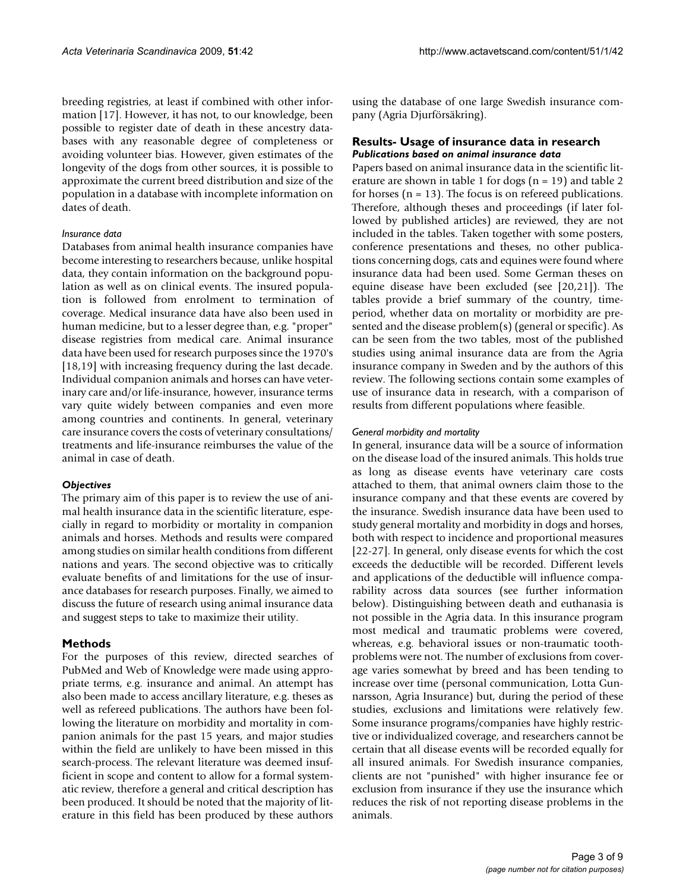breeding registries, at least if combined with other information [17]. However, it has not, to our knowledge, been possible to register date of death in these ancestry databases with any reasonable degree of completeness or avoiding volunteer bias. However, given estimates of the longevity of the dogs from other sources, it is possible to approximate the current breed distribution and size of the population in a database with incomplete information on dates of death.

#### *Insurance data*

Databases from animal health insurance companies have become interesting to researchers because, unlike hospital data, they contain information on the background population as well as on clinical events. The insured population is followed from enrolment to termination of coverage. Medical insurance data have also been used in human medicine, but to a lesser degree than, e.g. "proper" disease registries from medical care. Animal insurance data have been used for research purposes since the 1970's [18,19] with increasing frequency during the last decade. Individual companion animals and horses can have veterinary care and/or life-insurance, however, insurance terms vary quite widely between companies and even more among countries and continents. In general, veterinary care insurance covers the costs of veterinary consultations/ treatments and life-insurance reimburses the value of the animal in case of death.

### *Objectives*

The primary aim of this paper is to review the use of animal health insurance data in the scientific literature, especially in regard to morbidity or mortality in companion animals and horses. Methods and results were compared among studies on similar health conditions from different nations and years. The second objective was to critically evaluate benefits of and limitations for the use of insurance databases for research purposes. Finally, we aimed to discuss the future of research using animal insurance data and suggest steps to take to maximize their utility.

## Methods

For the purposes of this review, directed searches of PubMed and Web of Knowledge were made using appropriate terms, e.g. insurance and animal. An attempt has also been made to access ancillary literature, e.g. theses as well as refereed publications. The authors have been following the literature on morbidity and mortality in companion animals for the past 15 years, and major studies within the field are unlikely to have been missed in this search-process. The relevant literature was deemed insufficient in scope and content to allow for a formal systematic review, therefore a general and critical description has been produced. It should be noted that the majority of literature in this field has been produced by these authors using the database of one large Swedish insurance company (Agria Djurförsäkring).

## Results- Usage of insurance data in research

### *Publications based on animal insurance data*

Papers based on animal insurance data in the scientific literature are shown in table 1 for dogs (n = 19) and table 2 for horses (n = 13). The focus is on refereed publications. Therefore, although theses and proceedings (if later followed by published articles) are reviewed, they are not included in the tables. Taken together with some posters, conference presentations and theses, no other publications concerning dogs, cats and equines were found where insurance data had been used. Some German theses on equine disease have been excluded (see [20,21]). The tables provide a brief summary of the country, time-period, whether data on mortality or morbidity are presented and the disease problem(s) (general or specific). As can be seen from the two tables, most of the published studies using animal insurance data are from the Agria insurance company in Sweden and by the authors of this review. The following sections contain some examples of use of insurance data in research, with a comparison of results from different populations where feasible.

#### *General morbidity and mortality*

In general, insurance data will be a source of information on the disease load of the insured animals. This holds true as long as disease events have veterinary care costs attached to them, that animal owners claim those to the insurance company and that these events are covered by the insurance. Swedish insurance data have been used to study general mortality and morbidity in dogs and horses, both with respect to incidence and proportional measures [22-27]. In general, only disease events for which the cost exceeds the deductible will be recorded. Different levels and applications of the deductible will influence comparability across data sources (see further information below). Distinguishing between death and euthanasia is not possible in the Agria data. In this insurance program most medical and traumatic problems were covered, whereas, e.g. behavioral issues or non-traumatic tooth-problems were not. The number of exclusions from coverage varies somewhat by breed and has been tending to increase over time (personal communication, Lotta Gunnarsson, Agria Insurance) but, during the period of these studies, exclusions and limitations were relatively few. Some insurance programs/companies have highly restrictive or individualized coverage, and researchers cannot be certain that all disease events will be recorded equally for all insured animals. For Swedish insurance companies, clients are not "punished" with higher insurance fee or exclusion from insurance if they use the insurance which reduces the risk of not reporting disease problems in the animals.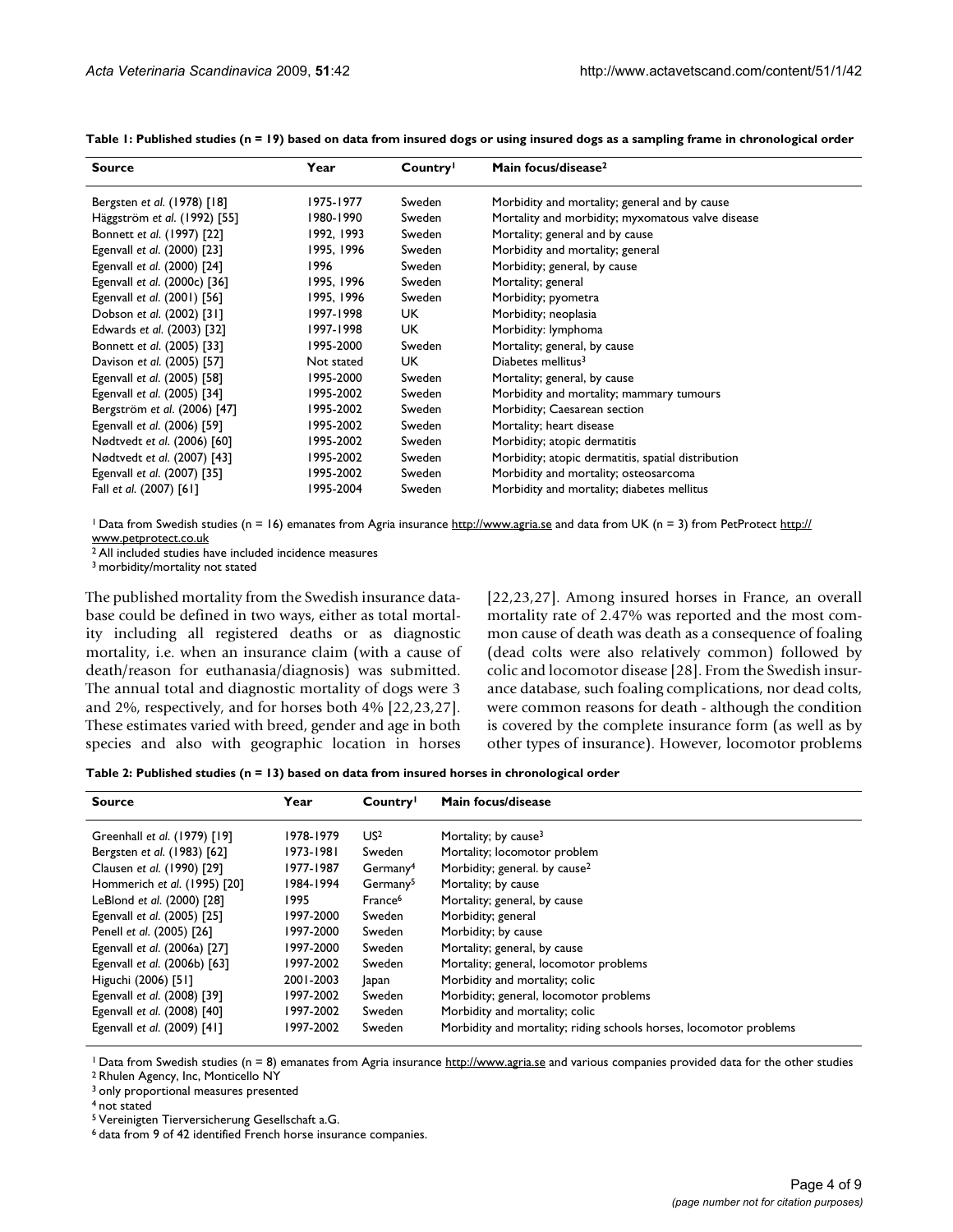**Table 1: Published studies (n = 19) based on data from insured dogs or using insured dogs as a sampling frame in chronological order**

| Source | Year | Country[1] | Main focus/disease[2] |
|---|---|---|---|
| Bergsten *et al.* (1978) [18] | 1975-1977 | Sweden | Morbidity and mortality; general and by cause |
| Häggström *et al.* (1992) [55] | 1980-1990 | Sweden | Mortality and morbidity; myxomatous valve disease |
| Bonnett *et al.* (1997) [22] | 1992, 1993 | Sweden | Mortality; general and by cause |
| Egenvall *et al.* (2000) [23] | 1995, 1996 | Sweden | Morbidity and mortality; general |
| Egenvall *et al.* (2000) [24] | 1996 | Sweden | Morbidity; general, by cause |
| Egenvall *et al.* (2000c) [36] | 1995, 1996 | Sweden | Mortality; general |
| Egenvall *et al.* (2001) [56] | 1995, 1996 | Sweden | Morbidity; pyometra |
| Dobson *et al.* (2002) [31] | 1997-1998 | UK | Morbidity; neoplasia |
| Edwards *et al.* (2003) [32] | 1997-1998 | UK | Morbidity: lymphoma |
| Bonnett *et al.* (2005) [33] | 1995-2000 | Sweden | Mortality; general, by cause |
| Davison *et al.* (2005) [57] | Not stated | UK | Diabetes mellitus[3] |
| Egenvall *et al.* (2005) [58] | 1995-2000 | Sweden | Mortality; general, by cause |
| Egenvall *et al.* (2005) [34] | 1995-2002 | Sweden | Morbidity and mortality; mammary tumours |
| Bergström *et al.* (2006) [47] | 1995-2002 | Sweden | Morbidity; Caesarean section |
| Egenvall *et al.* (2006) [59] | 1995-2002 | Sweden | Mortality; heart disease |
| Nødtvedt *et al.* (2006) [60] | 1995-2002 | Sweden | Morbidity; atopic dermatitis |
| Nødtvedt *et al.* (2007) [43] | 1995-2002 | Sweden | Morbidity; atopic dermatitis, spatial distribution |
| Egenvall *et al.* (2007) [35] | 1995-2002 | Sweden | Morbidity and mortality; osteosarcoma |
| Fall *et al.* (2007) [61] | 1995-2004 | Sweden | Morbidity and mortality; diabetes mellitus |

[1] Data from Swedish studies (n = 16) emanates from Agria insurance http://www.agria.se and data from UK (n = 3) from PetProtect http://www.petprotect.co.uk
[2] All included studies have included incidence measures
[3] morbidity/mortality not stated

The published mortality from the Swedish insurance database could be defined in two ways, either as total mortality including all registered deaths or as diagnostic mortality, i.e. when an insurance claim (with a cause of death/reason for euthanasia/diagnosis) was submitted. The annual total and diagnostic mortality of dogs were 3 and 2%, respectively, and for horses both 4% [22,23,27]. These estimates varied with breed, gender and age in both species and also with geographic location in horses [22,23,27]. Among insured horses in France, an overall mortality rate of 2.47% was reported and the most common cause of death was death as a consequence of foaling (dead colts were also relatively common) followed by colic and locomotor disease [28]. From the Swedish insurance database, such foaling complications, nor dead colts, were common reasons for death - although the condition is covered by the complete insurance form (as well as by other types of insurance). However, locomotor problems

**Table 2: Published studies (n = 13) based on data from insured horses in chronological order**

| Source | Year | Country[1] | Main focus/disease |
|---|---|---|---|
| Greenhall *et al.* (1979) [19] | 1978-1979 | US[2] | Mortality; by cause[3] |
| Bergsten *et al.* (1983) [62] | 1973-1981 | Sweden | Mortality; locomotor problem |
| Clausen *et al.* (1990) [29] | 1977-1987 | Germany[4] | Morbidity; general. by cause[2] |
| Hommerich *et al.* (1995) [20] | 1984-1994 | Germany[5] | Mortality; by cause |
| LeBlond *et al.* (2000) [28] | 1995 | France[6] | Mortality; general, by cause |
| Egenvall *et al.* (2005) [25] | 1997-2000 | Sweden | Morbidity; general |
| Penell *et al.* (2005) [26] | 1997-2000 | Sweden | Morbidity; by cause |
| Egenvall *et al.* (2006a) [27] | 1997-2000 | Sweden | Mortality; general, by cause |
| Egenvall *et al.* (2006b) [63] | 1997-2002 | Sweden | Mortality; general, locomotor problems |
| Higuchi (2006) [51] | 2001-2003 | Japan | Morbidity and mortality; colic |
| Egenvall *et al.* (2008) [39] | 1997-2002 | Sweden | Morbidity; general, locomotor problems |
| Egenvall *et al.* (2008) [40] | 1997-2002 | Sweden | Morbidity and mortality; colic |
| Egenvall *et al.* (2009) [41] | 1997-2002 | Sweden | Morbidity and mortality; riding schools horses, locomotor problems |

[1] Data from Swedish studies (n = 8) emanates from Agria insurance http://www.agria.se and various companies provided data for the other studies
[2] Rhulen Agency, Inc, Monticello NY
[3] only proportional measures presented
[4] not stated
[5] Vereinigten Tierversicherung Gesellschaft a.G.
[6] data from 9 of 42 identified French horse insurance companies.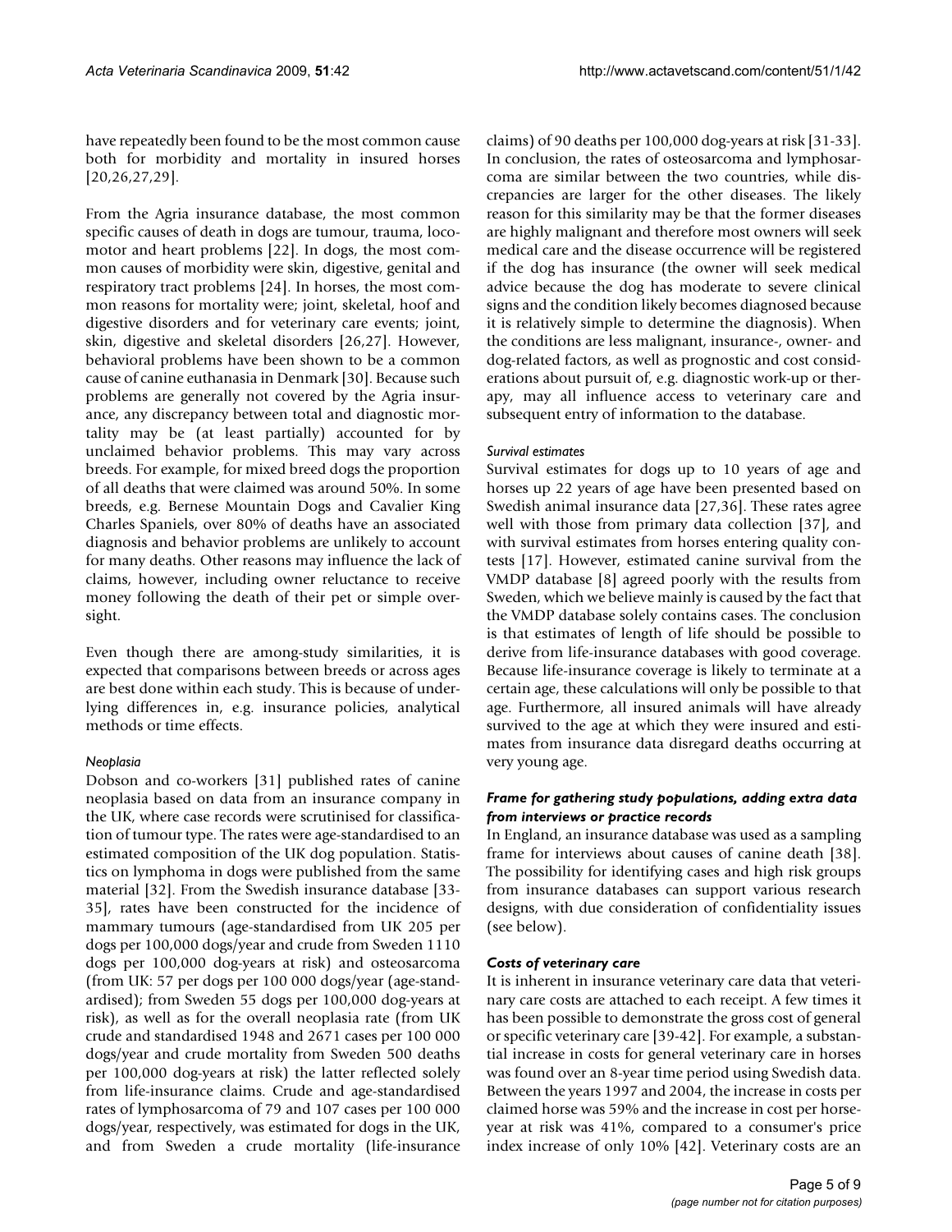have repeatedly been found to be the most common cause both for morbidity and mortality in insured horses [20,26,27,29].

From the Agria insurance database, the most common specific causes of death in dogs are tumour, trauma, locomotor and heart problems [22]. In dogs, the most common causes of morbidity were skin, digestive, genital and respiratory tract problems [24]. In horses, the most common reasons for mortality were; joint, skeletal, hoof and digestive disorders and for veterinary care events; joint, skin, digestive and skeletal disorders [26,27]. However, behavioral problems have been shown to be a common cause of canine euthanasia in Denmark [30]. Because such problems are generally not covered by the Agria insurance, any discrepancy between total and diagnostic mortality may be (at least partially) accounted for by unclaimed behavior problems. This may vary across breeds. For example, for mixed breed dogs the proportion of all deaths that were claimed was around 50%. In some breeds, e.g. Bernese Mountain Dogs and Cavalier King Charles Spaniels, over 80% of deaths have an associated diagnosis and behavior problems are unlikely to account for many deaths. Other reasons may influence the lack of claims, however, including owner reluctance to receive money following the death of their pet or simple oversight.

Even though there are among-study similarities, it is expected that comparisons between breeds or across ages are best done within each study. This is because of underlying differences in, e.g. insurance policies, analytical methods or time effects.

#### *Neoplasia*

Dobson and co-workers [31] published rates of canine neoplasia based on data from an insurance company in the UK, where case records were scrutinised for classification of tumour type. The rates were age-standardised to an estimated composition of the UK dog population. Statistics on lymphoma in dogs were published from the same material [32]. From the Swedish insurance database [33-35], rates have been constructed for the incidence of mammary tumours (age-standardised from UK 205 per dogs per 100,000 dogs/year and crude from Sweden 1110 dogs per 100,000 dog-years at risk) and osteosarcoma (from UK: 57 per dogs per 100 000 dogs/year (age-standardised); from Sweden 55 dogs per 100,000 dog-years at risk), as well as for the overall neoplasia rate (from UK crude and standardised 1948 and 2671 cases per 100 000 dogs/year and crude mortality from Sweden 500 deaths per 100,000 dog-years at risk) the latter reflected solely from life-insurance claims. Crude and age-standardised rates of lymphosarcoma of 79 and 107 cases per 100 000 dogs/year, respectively, was estimated for dogs in the UK, and from Sweden a crude mortality (life-insurance claims) of 90 deaths per 100,000 dog-years at risk [31-33]. In conclusion, the rates of osteosarcoma and lymphosarcoma are similar between the two countries, while discrepancies are larger for the other diseases. The likely reason for this similarity may be that the former diseases are highly malignant and therefore most owners will seek medical care and the disease occurrence will be registered if the dog has insurance (the owner will seek medical advice because the dog has moderate to severe clinical signs and the condition likely becomes diagnosed because it is relatively simple to determine the diagnosis). When the conditions are less malignant, insurance-, owner- and dog-related factors, as well as prognostic and cost considerations about pursuit of, e.g. diagnostic work-up or therapy, may all influence access to veterinary care and subsequent entry of information to the database.

#### *Survival estimates*

Survival estimates for dogs up to 10 years of age and horses up 22 years of age have been presented based on Swedish animal insurance data [27,36]. These rates agree well with those from primary data collection [37], and with survival estimates from horses entering quality contests [17]. However, estimated canine survival from the VMDP database [8] agreed poorly with the results from Sweden, which we believe mainly is caused by the fact that the VMDP database solely contains cases. The conclusion is that estimates of length of life should be possible to derive from life-insurance databases with good coverage. Because life-insurance coverage is likely to terminate at a certain age, these calculations will only be possible to that age. Furthermore, all insured animals will have already survived to the age at which they were insured and estimates from insurance data disregard deaths occurring at very young age.

### *Frame for gathering study populations, adding extra data from interviews or practice records*

In England, an insurance database was used as a sampling frame for interviews about causes of canine death [38]. The possibility for identifying cases and high risk groups from insurance databases can support various research designs, with due consideration of confidentiality issues (see below).

### *Costs of veterinary care*

It is inherent in insurance veterinary care data that veterinary care costs are attached to each receipt. A few times it has been possible to demonstrate the gross cost of general or specific veterinary care [39-42]. For example, a substantial increase in costs for general veterinary care in horses was found over an 8-year time period using Swedish data. Between the years 1997 and 2004, the increase in costs per claimed horse was 59% and the increase in cost per horse-year at risk was 41%, compared to a consumer's price index increase of only 10% [42]. Veterinary costs are an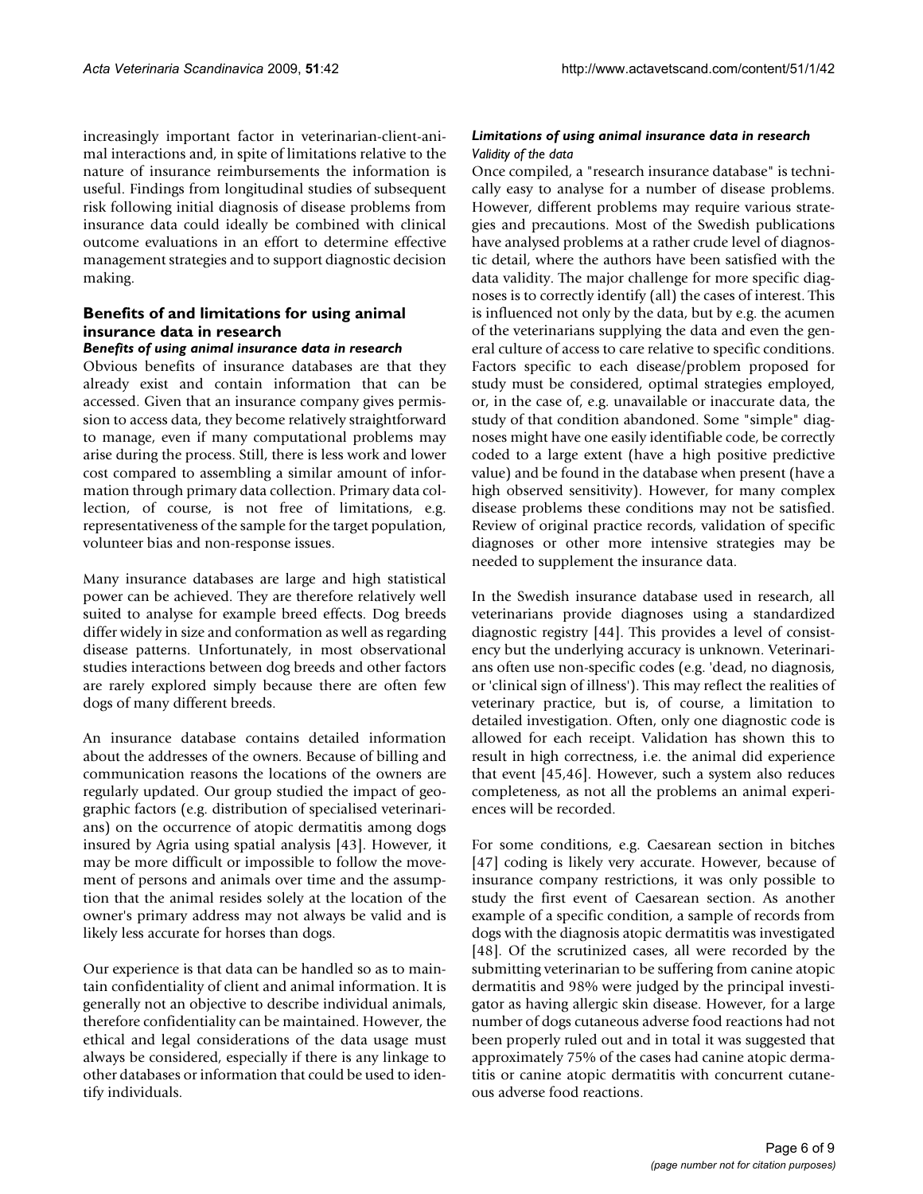increasingly important factor in veterinarian-client-animal interactions and, in spite of limitations relative to the nature of insurance reimbursements the information is useful. Findings from longitudinal studies of subsequent risk following initial diagnosis of disease problems from insurance data could ideally be combined with clinical outcome evaluations in an effort to determine effective management strategies and to support diagnostic decision making.

## Benefits of and limitations for using animal insurance data in research

### *Benefits of using animal insurance data in research*

Obvious benefits of insurance databases are that they already exist and contain information that can be accessed. Given that an insurance company gives permission to access data, they become relatively straightforward to manage, even if many computational problems may arise during the process. Still, there is less work and lower cost compared to assembling a similar amount of information through primary data collection. Primary data collection, of course, is not free of limitations, e.g. representativeness of the sample for the target population, volunteer bias and non-response issues.

Many insurance databases are large and high statistical power can be achieved. They are therefore relatively well suited to analyse for example breed effects. Dog breeds differ widely in size and conformation as well as regarding disease patterns. Unfortunately, in most observational studies interactions between dog breeds and other factors are rarely explored simply because there are often few dogs of many different breeds.

An insurance database contains detailed information about the addresses of the owners. Because of billing and communication reasons the locations of the owners are regularly updated. Our group studied the impact of geographic factors (e.g. distribution of specialised veterinarians) on the occurrence of atopic dermatitis among dogs insured by Agria using spatial analysis [43]. However, it may be more difficult or impossible to follow the movement of persons and animals over time and the assumption that the animal resides solely at the location of the owner's primary address may not always be valid and is likely less accurate for horses than dogs.

Our experience is that data can be handled so as to maintain confidentiality of client and animal information. It is generally not an objective to describe individual animals, therefore confidentiality can be maintained. However, the ethical and legal considerations of the data usage must always be considered, especially if there is any linkage to other databases or information that could be used to identify individuals.

### *Limitations of using animal insurance data in research*

#### *Validity of the data*

Once compiled, a "research insurance database" is technically easy to analyse for a number of disease problems. However, different problems may require various strategies and precautions. Most of the Swedish publications have analysed problems at a rather crude level of diagnostic detail, where the authors have been satisfied with the data validity. The major challenge for more specific diagnoses is to correctly identify (all) the cases of interest. This is influenced not only by the data, but by e.g. the acumen of the veterinarians supplying the data and even the general culture of access to care relative to specific conditions. Factors specific to each disease/problem proposed for study must be considered, optimal strategies employed, or, in the case of, e.g. unavailable or inaccurate data, the study of that condition abandoned. Some "simple" diagnoses might have one easily identifiable code, be correctly coded to a large extent (have a high positive predictive value) and be found in the database when present (have a high observed sensitivity). However, for many complex disease problems these conditions may not be satisfied. Review of original practice records, validation of specific diagnoses or other more intensive strategies may be needed to supplement the insurance data.

In the Swedish insurance database used in research, all veterinarians provide diagnoses using a standardized diagnostic registry [44]. This provides a level of consistency but the underlying accuracy is unknown. Veterinarians often use non-specific codes (e.g. 'dead, no diagnosis, or 'clinical sign of illness'). This may reflect the realities of veterinary practice, but is, of course, a limitation to detailed investigation. Often, only one diagnostic code is allowed for each receipt. Validation has shown this to result in high correctness, i.e. the animal did experience that event [45,46]. However, such a system also reduces completeness, as not all the problems an animal experiences will be recorded.

For some conditions, e.g. Caesarean section in bitches [47] coding is likely very accurate. However, because of insurance company restrictions, it was only possible to study the first event of Caesarean section. As another example of a specific condition, a sample of records from dogs with the diagnosis atopic dermatitis was investigated [48]. Of the scrutinized cases, all were recorded by the submitting veterinarian to be suffering from canine atopic dermatitis and 98% were judged by the principal investigator as having allergic skin disease. However, for a large number of dogs cutaneous adverse food reactions had not been properly ruled out and in total it was suggested that approximately 75% of the cases had canine atopic dermatitis or canine atopic dermatitis with concurrent cutaneous adverse food reactions.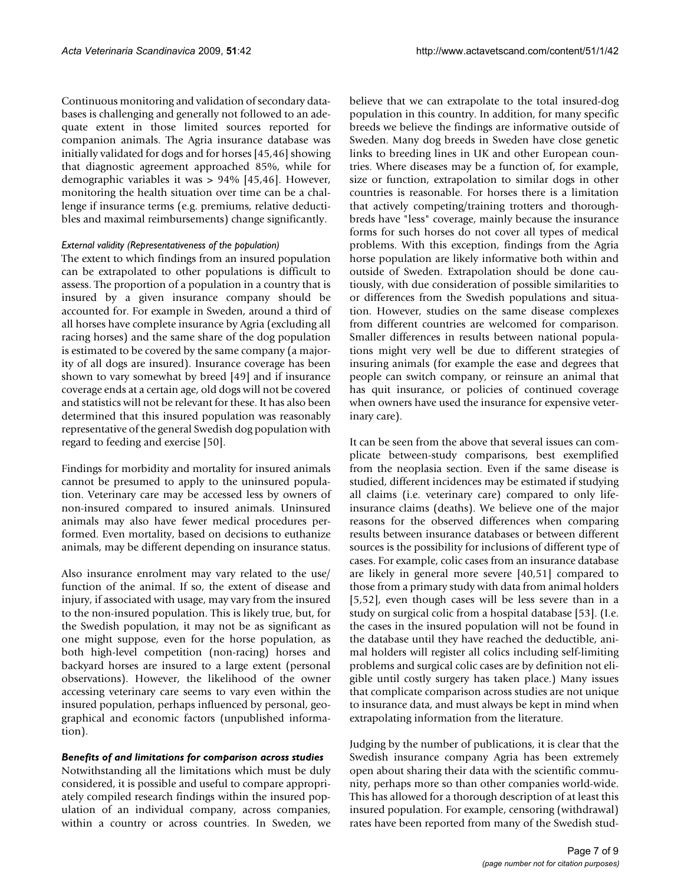Continuous monitoring and validation of secondary databases is challenging and generally not followed to an adequate extent in those limited sources reported for companion animals. The Agria insurance database was initially validated for dogs and for horses [45,46] showing that diagnostic agreement approached 85%, while for demographic variables it was > 94% [45,46]. However, monitoring the health situation over time can be a challenge if insurance terms (e.g. premiums, relative deductibles and maximal reimbursements) change significantly.

#### *External validity (Representativeness of the population)*

The extent to which findings from an insured population can be extrapolated to other populations is difficult to assess. The proportion of a population in a country that is insured by a given insurance company should be accounted for. For example in Sweden, around a third of all horses have complete insurance by Agria (excluding all racing horses) and the same share of the dog population is estimated to be covered by the same company (a majority of all dogs are insured). Insurance coverage has been shown to vary somewhat by breed [49] and if insurance coverage ends at a certain age, old dogs will not be covered and statistics will not be relevant for these. It has also been determined that this insured population was reasonably representative of the general Swedish dog population with regard to feeding and exercise [50].

Findings for morbidity and mortality for insured animals cannot be presumed to apply to the uninsured population. Veterinary care may be accessed less by owners of non-insured compared to insured animals. Uninsured animals may also have fewer medical procedures performed. Even mortality, based on decisions to euthanize animals, may be different depending on insurance status.

Also insurance enrolment may vary related to the use/function of the animal. If so, the extent of disease and injury, if associated with usage, may vary from the insured to the non-insured population. This is likely true, but, for the Swedish population, it may not be as significant as one might suppose, even for the horse population, as both high-level competition (non-racing) horses and backyard horses are insured to a large extent (personal observations). However, the likelihood of the owner accessing veterinary care seems to vary even within the insured population, perhaps influenced by personal, geographical and economic factors (unpublished information).

### *Benefits of and limitations for comparison across studies*

Notwithstanding all the limitations which must be duly considered, it is possible and useful to compare appropriately compiled research findings within the insured population of an individual company, across companies, within a country or across countries. In Sweden, we believe that we can extrapolate to the total insured-dog population in this country. In addition, for many specific breeds we believe the findings are informative outside of Sweden. Many dog breeds in Sweden have close genetic links to breeding lines in UK and other European countries. Where diseases may be a function of, for example, size or function, extrapolation to similar dogs in other countries is reasonable. For horses there is a limitation that actively competing/training trotters and thoroughbreds have "less" coverage, mainly because the insurance forms for such horses do not cover all types of medical problems. With this exception, findings from the Agria horse population are likely informative both within and outside of Sweden. Extrapolation should be done cautiously, with due consideration of possible similarities to or differences from the Swedish populations and situation. However, studies on the same disease complexes from different countries are welcomed for comparison. Smaller differences in results between national populations might very well be due to different strategies of insuring animals (for example the ease and degrees that people can switch company, or reinsure an animal that has quit insurance, or policies of continued coverage when owners have used the insurance for expensive veterinary care).

It can be seen from the above that several issues can complicate between-study comparisons, best exemplified from the neoplasia section. Even if the same disease is studied, different incidences may be estimated if studying all claims (i.e. veterinary care) compared to only life-insurance claims (deaths). We believe one of the major reasons for the observed differences when comparing results between insurance databases or between different sources is the possibility for inclusions of different type of cases. For example, colic cases from an insurance database are likely in general more severe [40,51] compared to those from a primary study with data from animal holders [5,52], even though cases will be less severe than in a study on surgical colic from a hospital database [53]. (I.e. the cases in the insured population will not be found in the database until they have reached the deductible, animal holders will register all colics including self-limiting problems and surgical colic cases are by definition not eligible until costly surgery has taken place.) Many issues that complicate comparison across studies are not unique to insurance data, and must always be kept in mind when extrapolating information from the literature.

Judging by the number of publications, it is clear that the Swedish insurance company Agria has been extremely open about sharing their data with the scientific community, perhaps more so than other companies world-wide. This has allowed for a thorough description of at least this insured population. For example, censoring (withdrawal) rates have been reported from many of the Swedish stud-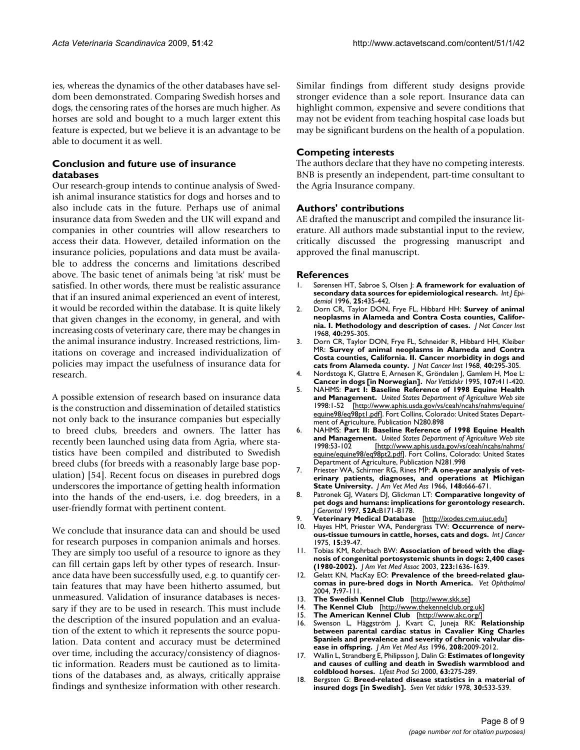ies, whereas the dynamics of the other databases have seldom been demonstrated. Comparing Swedish horses and dogs, the censoring rates of the horses are much higher. As horses are sold and bought to a much larger extent this feature is expected, but we believe it is an advantage to be able to document it as well.

## Conclusion and future use of insurance databases

Our research-group intends to continue analysis of Swedish animal insurance statistics for dogs and horses and to also include cats in the future. Perhaps use of animal insurance data from Sweden and the UK will expand and companies in other countries will allow researchers to access their data. However, detailed information on the insurance policies, populations and data must be available to address the concerns and limitations described above. The basic tenet of animals being 'at risk' must be satisfied. In other words, there must be realistic assurance that if an insured animal experienced an event of interest, it would be recorded within the database. It is quite likely that given changes in the economy, in general, and with increasing costs of veterinary care, there may be changes in the animal insurance industry. Increased restrictions, limitations on coverage and increased individualization of policies may impact the usefulness of insurance data for research.

A possible extension of research based on insurance data is the construction and dissemination of detailed statistics not only back to the insurance companies but especially to breed clubs, breeders and owners. The latter has recently been launched using data from Agria, where statistics have been compiled and distributed to Swedish breed clubs (for breeds with a reasonably large base population) [54]. Recent focus on diseases in purebred dogs underscores the importance of getting health information into the hands of the end-users, i.e. dog breeders, in a user-friendly format with pertinent content.

We conclude that insurance data can and should be used for research purposes in companion animals and horses. They are simply too useful of a resource to ignore as they can fill certain gaps left by other types of research. Insurance data have been successfully used, e.g. to quantify certain features that may have been hitherto assumed, but unmeasured. Validation of insurance databases is necessary if they are to be used in research. This must include the description of the insured population and an evaluation of the extent to which it represents the source population. Data content and accuracy must be determined over time, including the accuracy/consistency of diagnostic information. Readers must be cautioned as to limitations of the databases and, as always, critically appraise findings and synthesize information with other research. Similar findings from different study designs provide stronger evidence than a sole report. Insurance data can highlight common, expensive and severe conditions that may not be evident from teaching hospital case loads but may be significant burdens on the health of a population.

## Competing interests

The authors declare that they have no competing interests. BNB is presently an independent, part-time consultant to the Agria Insurance company.

## Authors' contributions

AE drafted the manuscript and compiled the insurance literature. All authors made substantial input to the review, critically discussed the progressing manuscript and approved the final manuscript.

## References

1. Sørensen HT, Sabroe S, Olsen J: **A framework for evaluation of secondary data sources for epidemiological research.** *Int J Epidemiol* 1996, **25:**435-442.
2. Dorn CR, Taylor DON, Frye FL, Hibbard HH: **Survey of animal neoplasms in Alameda and Contra Costa counties, California. I. Methodology and description of cases.** *J Nat Cancer Inst* 1968, **40:**295-305.
3. Dorn CR, Taylor DON, Frye FL, Schneider R, Hibbard HH, Kleiber MR: **Survey of animal neoplasms in Alameda and Contra Costa counties, California. II. Cancer morbidity in dogs and cats from Alameda county.** *J Nat Cancer Inst* 1968, **40:**295-305.
4. Nordstoga K, Glattre E, Arnesen K, Gröndalen J, Gamlem H, Moe L: **Cancer in dogs [in Norwegian].** *Nor Vettidskr* 1995, **107:**411-420.
5. NAHMS: **Part I: Baseline Reference of 1998 Equine Health and Management.** *United States Department of Agriculture Web site* 1998:1-52 [http://www.aphis.usda.gov/vs/ceah/ncahs/nahms/equine/equine98/eq98pt1.pdf]. Fort Collins, Colorado: United States Department of Agriculture, Publication N280.898
6. NAHMS: **Part II: Baseline Reference of 1998 Equine Health and Management.** *United States Department of Agriculture Web site* 1998:53-102 [http://www.aphis.usda.gov/vs/ceah/ncahs/nahms/equine/equine98/eq98pt2.pdf]. Fort Collins, Colorado: United States Department of Agriculture, Publication N281.998
7. Priester WA, Schirmer RG, Rines MP: **A one-year analysis of veterinary patients, diagnoses, and operations at Michigan State University.** *J Am Vet Med Ass* 1966, **148:**666-671.
8. Patronek GJ, Waters DJ, Glickman LT: **Comparative longevity of pet dogs and humans: implications for gerontology research.** *J Gerontol* 1997, **52A:**B171-B178.
9. **Veterinary Medical Database** [http://ixodes.cvm.uiuc.edu]
10. Hayes HM, Priester WA, Pendergrass TW: **Occurrence of nervous-tissue tumours in cattle, horses, cats and dogs.** *Int J Cancer* 1975, **15:**39-47.
11. Tobias KM, Rohrbach BW: **Association of breed with the diagnosis of congenital portosystemic shunts in dogs: 2,400 cases (1980-2002).** *J Am Vet Med Assoc* 2003, **223:**1636-1639.
12. Gelatt KN, MacKay EO: **Prevalence of the breed-related glaucomas in pure-bred dogs in North America.** *Vet Ophthalmol* 2004, **7:**97-111.
13. **The Swedish Kennel Club** [http://www.skk.se]
14. **The Kennel Club** [http://www.thekennelclub.org.uk]
15. **The American Kennel Club** [http://www.akc.org/]
16. Swenson L, Häggström J, Kvart C, Juneja RK: **Relationship between parental cardiac status in Cavalier King Charles Spaniels and prevalence and severity of chronic valvular disease in offspring.** *J Am Vet Med Ass* 1996, **208:**2009-2012.
17. Wallin L, Strandberg E, Philipsson J, Dalin G: **Estimates of longevity and causes of culling and death in Swedish warmblood and coldblood horses.** *Lifest Prod Sci* 2000, **63:**275-289.
18. Bergsten G: **Breed-related disease statistics in a material of insured dogs [in Swedish].** *Sven Vet tidskr* 1978, **30:**533-539.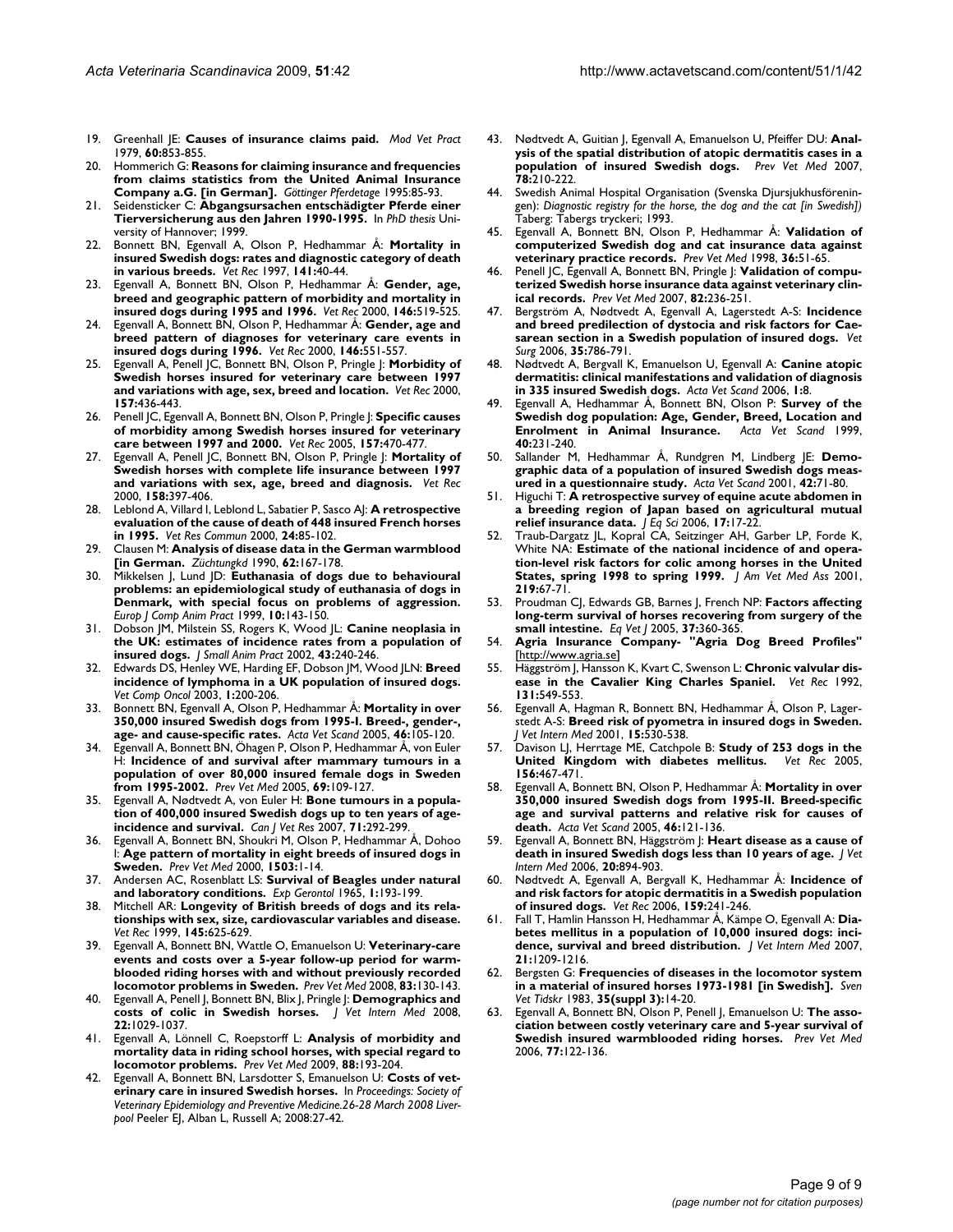19. Greenhall JE: **Causes of insurance claims paid.** *Mod Vet Pract* 1979, **60:**853-855.
20. Hommerich G: **Reasons for claiming insurance and frequencies from claims statistics from the United Animal Insurance Company a.G. [in German].** *Göttinger Pferdetage* 1995:85-93.
21. Seidensticker C: **Abgangsursachen entschädigter Pferde einer Tierversicherung aus den Jahren 1990-1995.** In *PhD thesis* University of Hannover; 1999.
22. Bonnett BN, Egenvall A, Olson P, Hedhammar Å: **Mortality in insured Swedish dogs: rates and diagnostic category of death in various breeds.** *Vet Rec* 1997, **141:**40-44.
23. Egenvall A, Bonnett BN, Olson P, Hedhammar Å: **Gender, age, breed and geographic pattern of morbidity and mortality in insured dogs during 1995 and 1996.** *Vet Rec* 2000, **146:**519-525.
24. Egenvall A, Bonnett BN, Olson P, Hedhammar Å: **Gender, age and breed pattern of diagnoses for veterinary care events in insured dogs during 1996.** *Vet Rec* 2000, **146:**551-557.
25. Egenvall A, Penell JC, Bonnett BN, Olson P, Pringle J: **Morbidity of Swedish horses insured for veterinary care between 1997 and variations with age, sex, breed and location.** *Vet Rec* 2000, **157:**436-443.
26. Penell JC, Egenvall A, Bonnett BN, Olson P, Pringle J: **Specific causes of morbidity among Swedish horses insured for veterinary care between 1997 and 2000.** *Vet Rec* 2005, **157:**470-477.
27. Egenvall A, Penell JC, Bonnett BN, Olson P, Pringle J: **Mortality of Swedish horses with complete life insurance between 1997 and variations with sex, age, breed and diagnosis.** *Vet Rec* 2000, **158:**397-406.
28. Leblond A, Villard I, Leblond L, Sabatier P, Sasco AJ: **A retrospective evaluation of the cause of death of 448 insured French horses in 1995.** *Vet Res Commun* 2000, **24:**85-102.
29. Clausen M: **Analysis of disease data in the German warmblood [in German.** *Züchtungkd* 1990, **62:**167-178.
30. Mikkelsen J, Lund JD: **Euthanasia of dogs due to behavioural problems: an epidemiological study of euthanasia of dogs in Denmark, with special focus on problems of aggression.** *Europ J Comp Anim Pract* 1999, **10:**143-150.
31. Dobson JM, Milstein SS, Rogers K, Wood JL: **Canine neoplasia in the UK: estimates of incidence rates from a population of insured dogs.** *J Small Anim Pract* 2002, **43:**240-246.
32. Edwards DS, Henley WE, Harding EF, Dobson JM, Wood JLN: **Breed incidence of lymphoma in a UK population of insured dogs.** *Vet Comp Oncol* 2003, **1:**200-206.
33. Bonnett BN, Egenvall A, Olson P, Hedhammar Å: **Mortality in over 350,000 insured Swedish dogs from 1995-I. Breed-, gender-, age- and cause-specific rates.** *Acta Vet Scand* 2005, **46:**105-120.
34. Egenvall A, Bonnett BN, Öhagen P, Olson P, Hedhammar Å, von Euler H: **Incidence of and survival after mammary tumours in a population of over 80,000 insured female dogs in Sweden from 1995-2002.** *Prev Vet Med* 2005, **69:**109-127.
35. Egenvall A, Nødtvedt A, von Euler H: **Bone tumours in a population of 400,000 insured Swedish dogs up to ten years of age-incidence and survival.** *Can J Vet Res* 2007, **71:**292-299.
36. Egenvall A, Bonnett BN, Shoukri M, Olson P, Hedhammar Å, Dohoo I: **Age pattern of mortality in eight breeds of insured dogs in Sweden.** *Prev Vet Med* 2000, **1503:**1-14.
37. Andersen AC, Rosenblatt LS: **Survival of Beagles under natural and laboratory conditions.** *Exp Gerontol* 1965, **1:**193-199.
38. Mitchell AR: **Longevity of British breeds of dogs and its relationships with sex, size, cardiovascular variables and disease.** *Vet Rec* 1999, **145:**625-629.
39. Egenvall A, Bonnett BN, Wattle O, Emanuelson U: **Veterinary-care events and costs over a 5-year follow-up period for warmblooded riding horses with and without previously recorded locomotor problems in Sweden.** *Prev Vet Med* 2008, **83:**130-143.
40. Egenvall A, Penell J, Bonnett BN, Blix J, Pringle J: **Demographics and costs of colic in Swedish horses.** *J Vet Intern Med* 2008, **22:**1029-1037.
41. Egenvall A, Lönnell C, Roepstorff L: **Analysis of morbidity and mortality data in riding school horses, with special regard to locomotor problems.** *Prev Vet Med* 2009, **88:**193-204.
42. Egenvall A, Bonnett BN, Larsdotter S, Emanuelson U: **Costs of veterinary care in insured Swedish horses.** In *Proceedings: Society of Veterinary Epidemiology and Preventive Medicine.26-28 March 2008 Liverpool* Peeler EJ, Alban L, Russell A; 2008:27-42.
43. Nødtvedt A, Guitian J, Egenvall A, Emanuelson U, Pfeiffer DU: **Analysis of the spatial distribution of atopic dermatitis cases in a population of insured Swedish dogs.** *Prev Vet Med* 2007, **78:**210-222.
44. Swedish Animal Hospital Organisation (Svenska Djursjukhusföreningen): *Diagnostic registry for the horse, the dog and the cat [in Swedish])* Taberg: Tabergs tryckeri; 1993.
45. Egenvall A, Bonnett BN, Olson P, Hedhammar Å: **Validation of computerized Swedish dog and cat insurance data against veterinary practice records.** *Prev Vet Med* 1998, **36:**51-65.
46. Penell JC, Egenvall A, Bonnett BN, Pringle J: **Validation of computerized Swedish horse insurance data against veterinary clinical records.** *Prev Vet Med* 2007, **82:**236-251.
47. Bergström A, Nødtvedt A, Egenvall A, Lagerstedt A-S: **Incidence and breed predilection of dystocia and risk factors for Caesarean section in a Swedish population of insured dogs.** *Vet Surg* 2006, **35:**786-791.
48. Nødtvedt A, Bergvall K, Emanuelson U, Egenvall A: **Canine atopic dermatitis: clinical manifestations and validation of diagnosis in 335 insured Swedish dogs.** *Acta Vet Scand* 2006, **1:**8.
49. Egenvall A, Hedhammar Å, Bonnett BN, Olson P: **Survey of the Swedish dog population: Age, Gender, Breed, Location and Enrolment in Animal Insurance.** *Acta Vet Scand* 1999, **40:**231-240.
50. Sallander M, Hedhammar Å, Rundgren M, Lindberg JE: **Demographic data of a population of insured Swedish dogs measured in a questionnaire study.** *Acta Vet Scand* 2001, **42:**71-80.
51. Higuchi T: **A retrospective survey of equine acute abdomen in a breeding region of Japan based on agricultural mutual relief insurance data.** *J Eq Sci* 2006, **17:**17-22.
52. Traub-Dargatz JL, Kopral CA, Seitzinger AH, Garber LP, Forde K, White NA: **Estimate of the national incidence of and operation-level risk factors for colic among horses in the United States, spring 1998 to spring 1999.** *J Am Vet Med Ass* 2001, **219:**67-71.
53. Proudman CJ, Edwards GB, Barnes J, French NP: **Factors affecting long-term survival of horses recovering from surgery of the small intestine.** *Eq Vet J* 2005, **37:**360-365.
54. **Agria Insurance Company- "Agria Dog Breed Profiles"** [http://www.agria.se]
55. Häggström J, Hansson K, Kvart C, Swenson L: **Chronic valvular disease in the Cavalier King Charles Spaniel.** *Vet Rec* 1992, **131:**549-553.
56. Egenvall A, Hagman R, Bonnett BN, Hedhammar Å, Olson P, Lagerstedt A-S: **Breed risk of pyometra in insured dogs in Sweden.** *J Vet Intern Med* 2001, **15:**530-538.
57. Davison LJ, Herrtage ME, Catchpole B: **Study of 253 dogs in the United Kingdom with diabetes mellitus.** *Vet Rec* 2005, **156:**467-471.
58. Egenvall A, Bonnett BN, Olson P, Hedhammar Å: **Mortality in over 350,000 insured Swedish dogs from 1995-II. Breed-specific age and survival patterns and relative risk for causes of death.** *Acta Vet Scand* 2005, **46:**121-136.
59. Egenvall A, Bonnett BN, Häggström J: **Heart disease as a cause of death in insured Swedish dogs less than 10 years of age.** *J Vet Intern Med* 2006, **20:**894-903.
60. Nødtvedt A, Egenvall A, Bergvall K, Hedhammar Å: **Incidence of and risk factors for atopic dermatitis in a Swedish population of insured dogs.** *Vet Rec* 2006, **159:**241-246.
61. Fall T, Hamlin Hansson H, Hedhammar Å, Kämpe O, Egenvall A: **Diabetes mellitus in a population of 10,000 insured dogs: incidence, survival and breed distribution.** *J Vet Intern Med* 2007, **21:**1209-1216.
62. Bergsten G: **Frequencies of diseases in the locomotor system in a material of insured horses 1973-1981 [in Swedish].** *Sven Vet Tidskr* 1983, **35(suppl 3):**14-20.
63. Egenvall A, Bonnett BN, Olson P, Penell J, Emanuelson U: **The association between costly veterinary care and 5-year survival of Swedish insured warmblooded riding horses.** *Prev Vet Med* 2006, **77:**122-136.